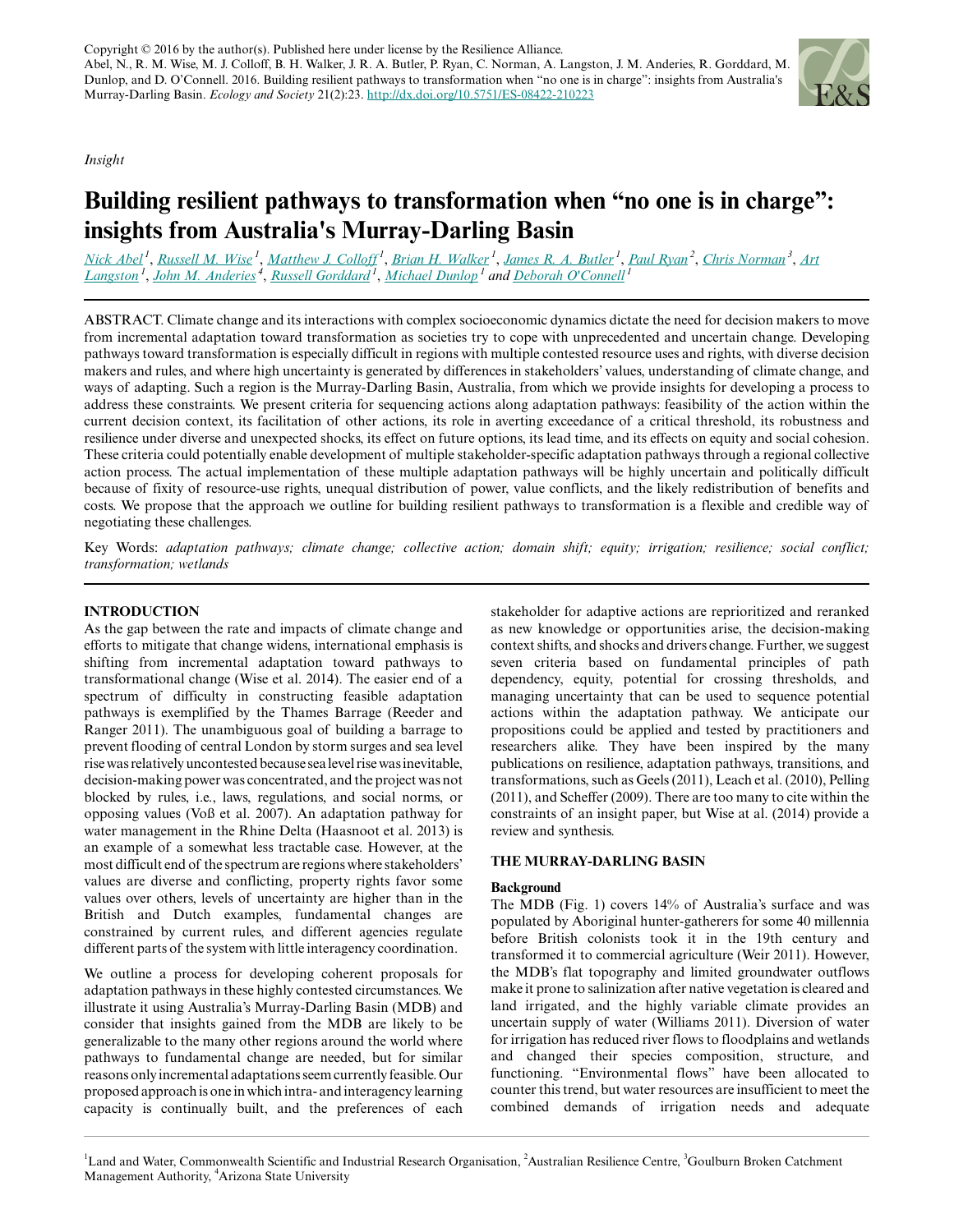Copyright © 2016 by the author(s). Published here under license by the Resilience Alliance.
Abel, N., R. M. Wise, M. J. Colloff, B. H. Walker, J. R. A. Butler, P. Ryan, C. Norman, A. Langston, J. M. Anderies, R. Gorddard, M. Dunlop, and D. O'Connell. 2016. Building resilient pathways to transformation when "no one is in charge": insights from Australia's Murray-Darling Basin. *Ecology and Society* 21(2):23. http://dx.doi.org/10.5751/ES-08422-210223

*Insight*

# Building resilient pathways to transformation when "no one is in charge": insights from Australia's Murray-Darling Basin

Nick Abel [1], Russell M. Wise [1], Matthew J. Colloff [1], Brian H. Walker [1], James R. A. Butler [1], Paul Ryan [2], Chris Norman [3], Art Langston [1], John M. Anderies [4], Russell Gorddard [1], Michael Dunlop [1] and Deborah O'Connell [1]

ABSTRACT. Climate change and its interactions with complex socioeconomic dynamics dictate the need for decision makers to move from incremental adaptation toward transformation as societies try to cope with unprecedented and uncertain change. Developing pathways toward transformation is especially difficult in regions with multiple contested resource uses and rights, with diverse decision makers and rules, and where high uncertainty is generated by differences in stakeholders' values, understanding of climate change, and ways of adapting. Such a region is the Murray-Darling Basin, Australia, from which we provide insights for developing a process to address these constraints. We present criteria for sequencing actions along adaptation pathways: feasibility of the action within the current decision context, its facilitation of other actions, its role in averting exceedance of a critical threshold, its robustness and resilience under diverse and unexpected shocks, its effect on future options, its lead time, and its effects on equity and social cohesion. These criteria could potentially enable development of multiple stakeholder-specific adaptation pathways through a regional collective action process. The actual implementation of these multiple adaptation pathways will be highly uncertain and politically difficult because of fixity of resource-use rights, unequal distribution of power, value conflicts, and the likely redistribution of benefits and costs. We propose that the approach we outline for building resilient pathways to transformation is a flexible and credible way of negotiating these challenges.

Key Words: *adaptation pathways; climate change; collective action; domain shift; equity; irrigation; resilience; social conflict; transformation; wetlands*

## INTRODUCTION

As the gap between the rate and impacts of climate change and efforts to mitigate that change widens, international emphasis is shifting from incremental adaptation toward pathways to transformational change (Wise et al. 2014). The easier end of a spectrum of difficulty in constructing feasible adaptation pathways is exemplified by the Thames Barrage (Reeder and Ranger 2011). The unambiguous goal of building a barrage to prevent flooding of central London by storm surges and sea level rise was relatively uncontested because sea level rise was inevitable, decision-making power was concentrated, and the project was not blocked by rules, i.e., laws, regulations, and social norms, or opposing values (Voß et al. 2007). An adaptation pathway for water management in the Rhine Delta (Haasnoot et al. 2013) is an example of a somewhat less tractable case. However, at the most difficult end of the spectrum are regions where stakeholders' values are diverse and conflicting, property rights favor some values over others, levels of uncertainty are higher than in the British and Dutch examples, fundamental changes are constrained by current rules, and different agencies regulate different parts of the system with little interagency coordination.

We outline a process for developing coherent proposals for adaptation pathways in these highly contested circumstances. We illustrate it using Australia's Murray-Darling Basin (MDB) and consider that insights gained from the MDB are likely to be generalizable to the many other regions around the world where pathways to fundamental change are needed, but for similar reasons only incremental adaptations seem currently feasible. Our proposed approach is one in which intra- and interagency learning capacity is continually built, and the preferences of each stakeholder for adaptive actions are reprioritized and reranked as new knowledge or opportunities arise, the decision-making context shifts, and shocks and drivers change. Further, we suggest seven criteria based on fundamental principles of path dependency, equity, potential for crossing thresholds, and managing uncertainty that can be used to sequence potential actions within the adaptation pathway. We anticipate our propositions could be applied and tested by practitioners and researchers alike. They have been inspired by the many publications on resilience, adaptation pathways, transitions, and transformations, such as Geels (2011), Leach et al. (2010), Pelling (2011), and Scheffer (2009). There are too many to cite within the constraints of an insight paper, but Wise at al. (2014) provide a review and synthesis.

## THE MURRAY-DARLING BASIN

### Background

The MDB (Fig. 1) covers 14% of Australia's surface and was populated by Aboriginal hunter-gatherers for some 40 millennia before British colonists took it in the 19th century and transformed it to commercial agriculture (Weir 2011). However, the MDB's flat topography and limited groundwater outflows make it prone to salinization after native vegetation is cleared and land irrigated, and the highly variable climate provides an uncertain supply of water (Williams 2011). Diversion of water for irrigation has reduced river flows to floodplains and wetlands and changed their species composition, structure, and functioning. "Environmental flows" have been allocated to counter this trend, but water resources are insufficient to meet the combined demands of irrigation needs and adequate

[1] Land and Water, Commonwealth Scientific and Industrial Research Organisation, [2] Australian Resilience Centre, [3] Goulburn Broken Catchment Management Authority, [4] Arizona State University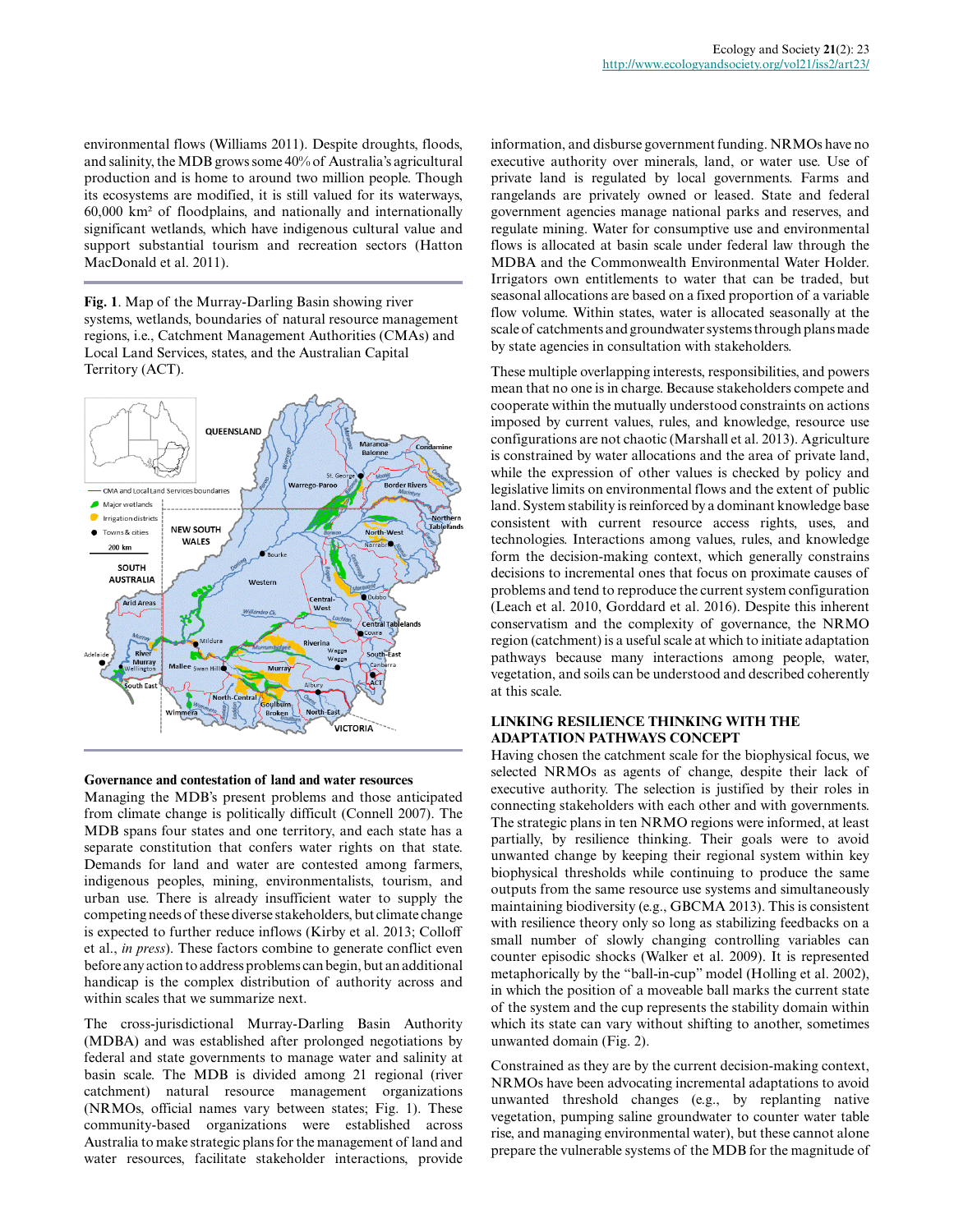environmental flows (Williams 2011). Despite droughts, floods, and salinity, the MDB grows some 40% of Australia's agricultural production and is home to around two million people. Though its ecosystems are modified, it is still valued for its waterways, 60,000 km² of floodplains, and nationally and internationally significant wetlands, which have indigenous cultural value and support substantial tourism and recreation sectors (Hatton MacDonald et al. 2011).

**Fig. 1**. Map of the Murray-Darling Basin showing river systems, wetlands, boundaries of natural resource management regions, i.e., Catchment Management Authorities (CMAs) and Local Land Services, states, and the Australian Capital Territory (ACT).

### Governance and contestation of land and water resources

Managing the MDB's present problems and those anticipated from climate change is politically difficult (Connell 2007). The MDB spans four states and one territory, and each state has a separate constitution that confers water rights on that state. Demands for land and water are contested among farmers, indigenous peoples, mining, environmentalists, tourism, and urban use. There is already insufficient water to supply the competing needs of these diverse stakeholders, but climate change is expected to further reduce inflows (Kirby et al. 2013; Colloff et al., *in press*). These factors combine to generate conflict even before any action to address problems can begin, but an additional handicap is the complex distribution of authority across and within scales that we summarize next.

The cross-jurisdictional Murray-Darling Basin Authority (MDBA) was established after prolonged negotiations by federal and state governments to manage water and salinity at basin scale. The MDB is divided among 21 regional (river catchment) natural resource management organizations (NRMOs, official names vary between states; Fig. 1). These community-based organizations were established across Australia to make strategic plans for the management of land and water resources, facilitate stakeholder interactions, provide information, and disburse government funding. NRMOs have no executive authority over minerals, land, or water use. Use of private land is regulated by local governments. Farms and rangelands are privately owned or leased. State and federal government agencies manage national parks and reserves, and regulate mining. Water for consumptive use and environmental flows is allocated at basin scale under federal law through the MDBA and the Commonwealth Environmental Water Holder. Irrigators own entitlements to water that can be traded, but seasonal allocations are based on a fixed proportion of a variable flow volume. Within states, water is allocated seasonally at the scale of catchments and groundwater systems through plans made by state agencies in consultation with stakeholders.

These multiple overlapping interests, responsibilities, and powers mean that no one is in charge. Because stakeholders compete and cooperate within the mutually understood constraints on actions imposed by current values, rules, and knowledge, resource use configurations are not chaotic (Marshall et al. 2013). Agriculture is constrained by water allocations and the area of private land, while the expression of other values is checked by policy and legislative limits on environmental flows and the extent of public land. System stability is reinforced by a dominant knowledge base consistent with current resource access rights, uses, and technologies. Interactions among values, rules, and knowledge form the decision-making context, which generally constrains decisions to incremental ones that focus on proximate causes of problems and tend to reproduce the current system configuration (Leach et al. 2010, Gorddard et al. 2016). Despite this inherent conservatism and the complexity of governance, the NRMO region (catchment) is a useful scale at which to initiate adaptation pathways because many interactions among people, water, vegetation, and soils can be understood and described coherently at this scale.

## LINKING RESILIENCE THINKING WITH THE ADAPTATION PATHWAYS CONCEPT

Having chosen the catchment scale for the biophysical focus, we selected NRMOs as agents of change, despite their lack of executive authority. The selection is justified by their roles in connecting stakeholders with each other and with governments. The strategic plans in ten NRMO regions were informed, at least partially, by resilience thinking. Their goals were to avoid unwanted change by keeping their regional system within key biophysical thresholds while continuing to produce the same outputs from the same resource use systems and simultaneously maintaining biodiversity (e.g., GBCMA 2013). This is consistent with resilience theory only so long as stabilizing feedbacks on a small number of slowly changing controlling variables can counter episodic shocks (Walker et al. 2009). It is represented metaphorically by the "ball-in-cup" model (Holling et al. 2002), in which the position of a moveable ball marks the current state of the system and the cup represents the stability domain within which its state can vary without shifting to another, sometimes unwanted domain (Fig. 2).

Constrained as they are by the current decision-making context, NRMOs have been advocating incremental adaptations to avoid unwanted threshold changes (e.g., by replanting native vegetation, pumping saline groundwater to counter water table rise, and managing environmental water), but these cannot alone prepare the vulnerable systems of the MDB for the magnitude of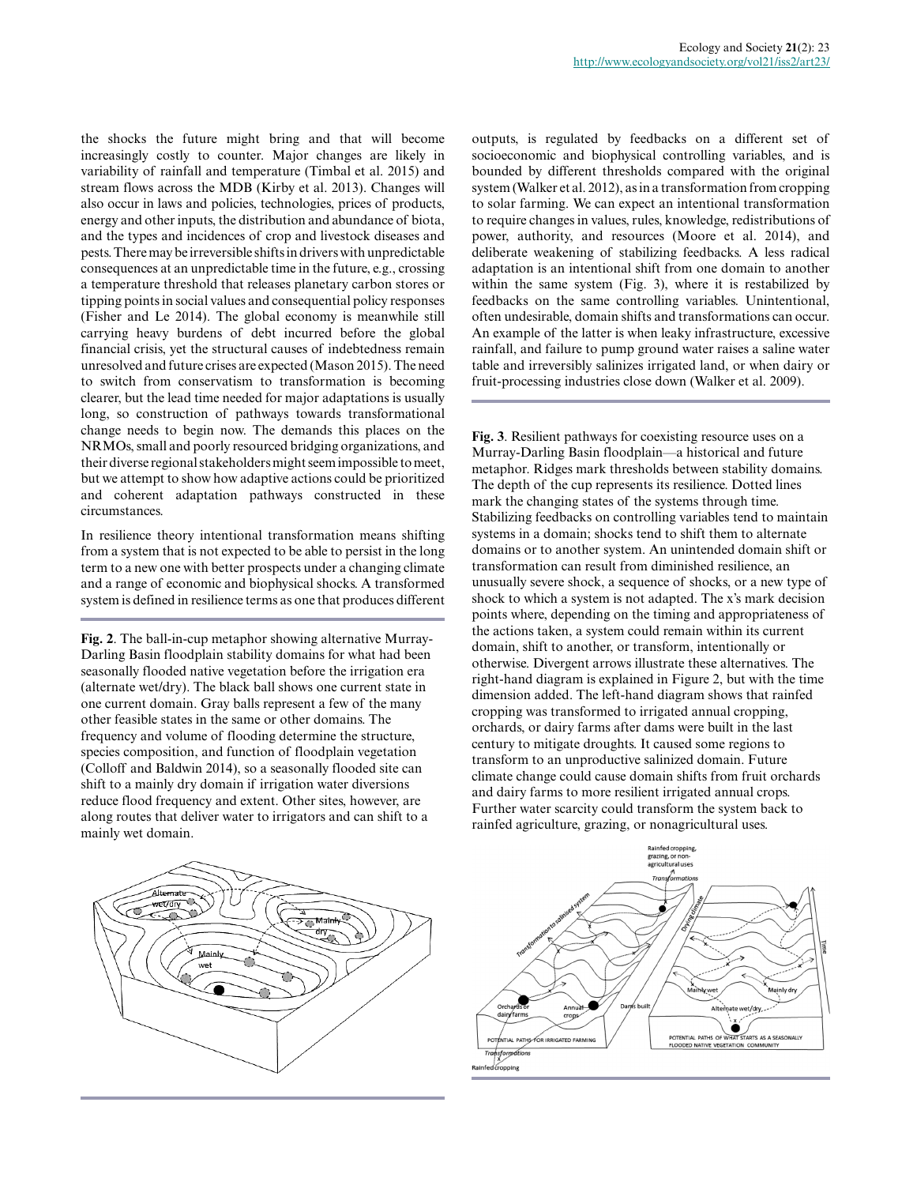the shocks the future might bring and that will become increasingly costly to counter. Major changes are likely in variability of rainfall and temperature (Timbal et al. 2015) and stream flows across the MDB (Kirby et al. 2013). Changes will also occur in laws and policies, technologies, prices of products, energy and other inputs, the distribution and abundance of biota, and the types and incidences of crop and livestock diseases and pests. There may be irreversible shifts in drivers with unpredictable consequences at an unpredictable time in the future, e.g., crossing a temperature threshold that releases planetary carbon stores or tipping points in social values and consequential policy responses (Fisher and Le 2014). The global economy is meanwhile still carrying heavy burdens of debt incurred before the global financial crisis, yet the structural causes of indebtedness remain unresolved and future crises are expected (Mason 2015). The need to switch from conservatism to transformation is becoming clearer, but the lead time needed for major adaptations is usually long, so construction of pathways towards transformational change needs to begin now. The demands this places on the NRMOs, small and poorly resourced bridging organizations, and their diverse regional stakeholders might seem impossible to meet, but we attempt to show how adaptive actions could be prioritized and coherent adaptation pathways constructed in these circumstances.

In resilience theory intentional transformation means shifting from a system that is not expected to be able to persist in the long term to a new one with better prospects under a changing climate and a range of economic and biophysical shocks. A transformed system is defined in resilience terms as one that produces different outputs, is regulated by feedbacks on a different set of socioeconomic and biophysical controlling variables, and is bounded by different thresholds compared with the original system (Walker et al. 2012), as in a transformation from cropping to solar farming. We can expect an intentional transformation to require changes in values, rules, knowledge, redistributions of power, authority, and resources (Moore et al. 2014), and deliberate weakening of stabilizing feedbacks. A less radical adaptation is an intentional shift from one domain to another within the same system (Fig. 3), where it is restabilized by feedbacks on the same controlling variables. Unintentional, often undesirable, domain shifts and transformations can occur. An example of the latter is when leaky infrastructure, excessive rainfall, and failure to pump ground water raises a saline water table and irreversibly salinizes irrigated land, or when dairy or fruit-processing industries close down (Walker et al. 2009).

**Fig. 2**. The ball-in-cup metaphor showing alternative Murray-Darling Basin floodplain stability domains for what had been seasonally flooded native vegetation before the irrigation era (alternate wet/dry). The black ball shows one current state in one current domain. Gray balls represent a few of the many other feasible states in the same or other domains. The frequency and volume of flooding determine the structure, species composition, and function of floodplain vegetation (Colloff and Baldwin 2014), so a seasonally flooded site can shift to a mainly dry domain if irrigation water diversions reduce flood frequency and extent. Other sites, however, are along routes that deliver water to irrigators and can shift to a mainly wet domain.

**Fig. 3**. Resilient pathways for coexisting resource uses on a Murray-Darling Basin floodplain—a historical and future metaphor. Ridges mark thresholds between stability domains. The depth of the cup represents its resilience. Dotted lines mark the changing states of the systems through time. Stabilizing feedbacks on controlling variables tend to maintain systems in a domain; shocks tend to shift them to alternate domains or to another system. An unintended domain shift or transformation can result from diminished resilience, an unusually severe shock, a sequence of shocks, or a new type of shock to which a system is not adapted. The x's mark decision points where, depending on the timing and appropriateness of the actions taken, a system could remain within its current domain, shift to another, or transform, intentionally or otherwise. Divergent arrows illustrate these alternatives. The right-hand diagram is explained in Figure 2, but with the time dimension added. The left-hand diagram shows that rainfed cropping was transformed to irrigated annual cropping, orchards, or dairy farms after dams were built in the last century to mitigate droughts. It caused some regions to transform to an unproductive salinized domain. Future climate change could cause domain shifts from fruit orchards and dairy farms to more resilient irrigated annual crops. Further water scarcity could transform the system back to rainfed agriculture, grazing, or nonagricultural uses.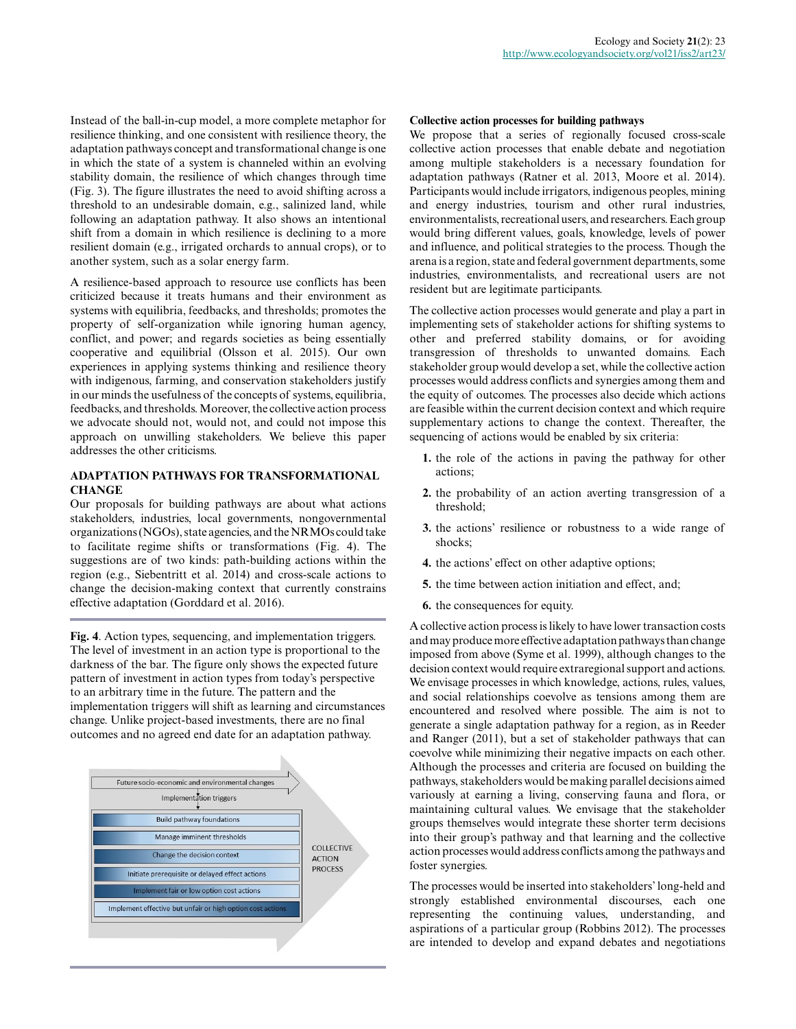Instead of the ball-in-cup model, a more complete metaphor for resilience thinking, and one consistent with resilience theory, the adaptation pathways concept and transformational change is one in which the state of a system is channeled within an evolving stability domain, the resilience of which changes through time (Fig. 3). The figure illustrates the need to avoid shifting across a threshold to an undesirable domain, e.g., salinized land, while following an adaptation pathway. It also shows an intentional shift from a domain in which resilience is declining to a more resilient domain (e.g., irrigated orchards to annual crops), or to another system, such as a solar energy farm.

A resilience-based approach to resource use conflicts has been criticized because it treats humans and their environment as systems with equilibria, feedbacks, and thresholds; promotes the property of self-organization while ignoring human agency, conflict, and power; and regards societies as being essentially cooperative and equilibrial (Olsson et al. 2015). Our own experiences in applying systems thinking and resilience theory with indigenous, farming, and conservation stakeholders justify in our minds the usefulness of the concepts of systems, equilibria, feedbacks, and thresholds. Moreover, the collective action process we advocate should not, would not, and could not impose this approach on unwilling stakeholders. We believe this paper addresses the other criticisms.

## ADAPTATION PATHWAYS FOR TRANSFORMATIONAL CHANGE

Our proposals for building pathways are about what actions stakeholders, industries, local governments, nongovernmental organizations (NGOs), state agencies, and the NRMOs could take to facilitate regime shifts or transformations (Fig. 4). The suggestions are of two kinds: path-building actions within the region (e.g., Siebentritt et al. 2014) and cross-scale actions to change the decision-making context that currently constrains effective adaptation (Gorddard et al. 2016).

**Fig. 4**. Action types, sequencing, and implementation triggers. The level of investment in an action type is proportional to the darkness of the bar. The figure only shows the expected future pattern of investment in action types from today's perspective to an arbitrary time in the future. The pattern and the implementation triggers will shift as learning and circumstances change. Unlike project-based investments, there are no final outcomes and no agreed end date for an adaptation pathway.

### Collective action processes for building pathways

We propose that a series of regionally focused cross-scale collective action processes that enable debate and negotiation among multiple stakeholders is a necessary foundation for adaptation pathways (Ratner et al. 2013, Moore et al. 2014). Participants would include irrigators, indigenous peoples, mining and energy industries, tourism and other rural industries, environmentalists, recreational users, and researchers. Each group would bring different values, goals, knowledge, levels of power and influence, and political strategies to the process. Though the arena is a region, state and federal government departments, some industries, environmentalists, and recreational users are not resident but are legitimate participants.

The collective action processes would generate and play a part in implementing sets of stakeholder actions for shifting systems to other and preferred stability domains, or for avoiding transgression of thresholds to unwanted domains. Each stakeholder group would develop a set, while the collective action processes would address conflicts and synergies among them and the equity of outcomes. The processes also decide which actions are feasible within the current decision context and which require supplementary actions to change the context. Thereafter, the sequencing of actions would be enabled by six criteria:

1. the role of the actions in paving the pathway for other actions;
2. the probability of an action averting transgression of a threshold;
3. the actions' resilience or robustness to a wide range of shocks;
4. the actions' effect on other adaptive options;
5. the time between action initiation and effect, and;
6. the consequences for equity.

A collective action process is likely to have lower transaction costs and may produce more effective adaptation pathways than change imposed from above (Syme et al. 1999), although changes to the decision context would require extraregional support and actions. We envisage processes in which knowledge, actions, rules, values, and social relationships coevolve as tensions among them are encountered and resolved where possible. The aim is not to generate a single adaptation pathway for a region, as in Reeder and Ranger (2011), but a set of stakeholder pathways that can coevolve while minimizing their negative impacts on each other. Although the processes and criteria are focused on building the pathways, stakeholders would be making parallel decisions aimed variously at earning a living, conserving fauna and flora, or maintaining cultural values. We envisage that the stakeholder groups themselves would integrate these shorter term decisions into their group's pathway and that learning and the collective action processes would address conflicts among the pathways and foster synergies.

The processes would be inserted into stakeholders' long-held and strongly established environmental discourses, each one representing the continuing values, understanding, and aspirations of a particular group (Robbins 2012). The processes are intended to develop and expand debates and negotiations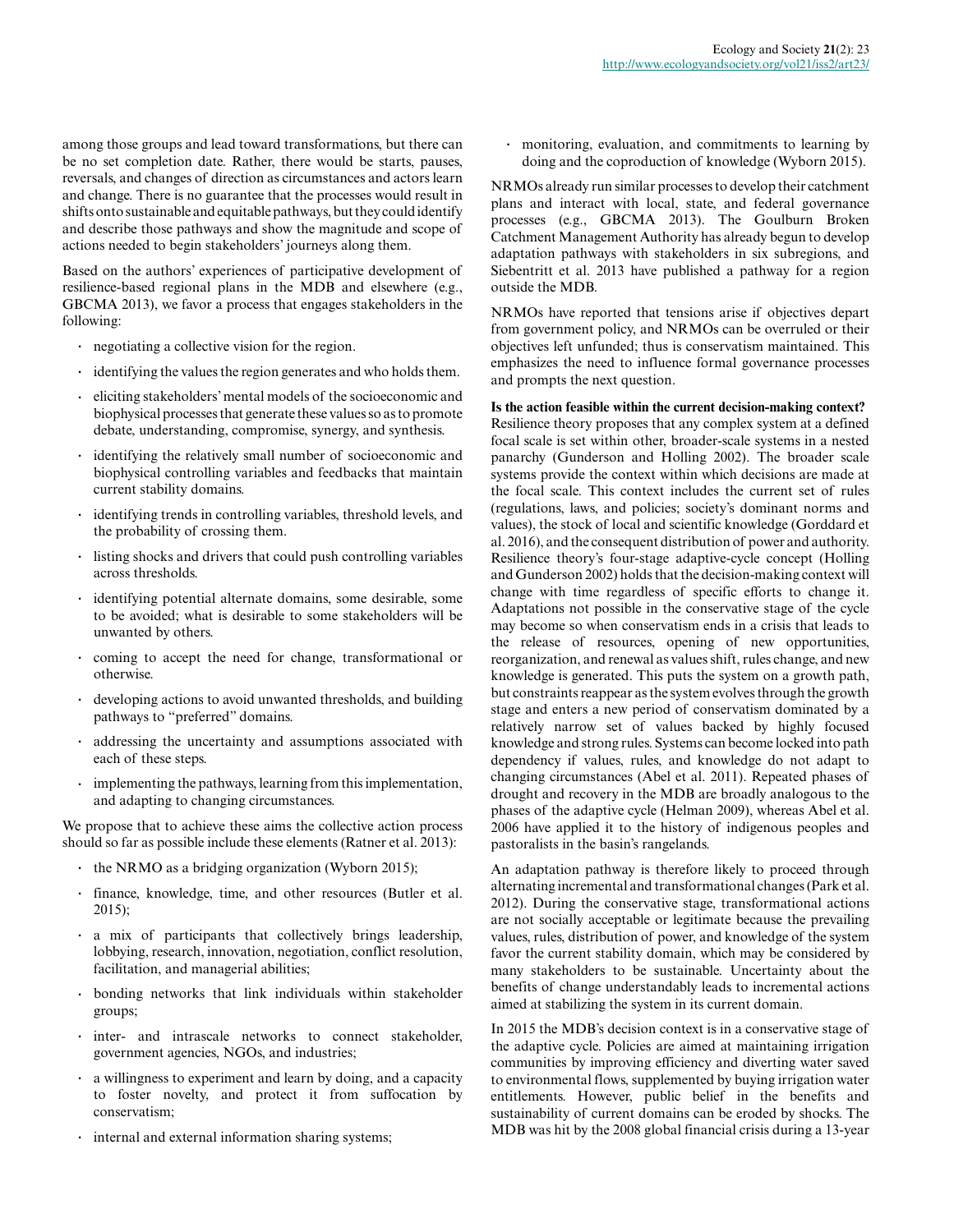among those groups and lead toward transformations, but there can be no set completion date. Rather, there would be starts, pauses, reversals, and changes of direction as circumstances and actors learn and change. There is no guarantee that the processes would result in shifts onto sustainable and equitable pathways, but they could identify and describe those pathways and show the magnitude and scope of actions needed to begin stakeholders' journeys along them.

Based on the authors' experiences of participative development of resilience-based regional plans in the MDB and elsewhere (e.g., GBCMA 2013), we favor a process that engages stakeholders in the following:

- negotiating a collective vision for the region.
- identifying the values the region generates and who holds them.
- eliciting stakeholders' mental models of the socioeconomic and biophysical processes that generate these values so as to promote debate, understanding, compromise, synergy, and synthesis.
- identifying the relatively small number of socioeconomic and biophysical controlling variables and feedbacks that maintain current stability domains.
- identifying trends in controlling variables, threshold levels, and the probability of crossing them.
- listing shocks and drivers that could push controlling variables across thresholds.
- identifying potential alternate domains, some desirable, some to be avoided; what is desirable to some stakeholders will be unwanted by others.
- coming to accept the need for change, transformational or otherwise.
- developing actions to avoid unwanted thresholds, and building pathways to "preferred" domains.
- addressing the uncertainty and assumptions associated with each of these steps.
- implementing the pathways, learning from this implementation, and adapting to changing circumstances.

We propose that to achieve these aims the collective action process should so far as possible include these elements (Ratner et al. 2013):

- the NRMO as a bridging organization (Wyborn 2015);
- finance, knowledge, time, and other resources (Butler et al. 2015);
- a mix of participants that collectively brings leadership, lobbying, research, innovation, negotiation, conflict resolution, facilitation, and managerial abilities;
- bonding networks that link individuals within stakeholder groups;
- inter- and intrascale networks to connect stakeholder, government agencies, NGOs, and industries;
- a willingness to experiment and learn by doing, and a capacity to foster novelty, and protect it from suffocation by conservatism;
- internal and external information sharing systems;
- monitoring, evaluation, and commitments to learning by doing and the coproduction of knowledge (Wyborn 2015).

NRMOs already run similar processes to develop their catchment plans and interact with local, state, and federal governance processes (e.g., GBCMA 2013). The Goulburn Broken Catchment Management Authority has already begun to develop adaptation pathways with stakeholders in six subregions, and Siebentritt et al. 2013 have published a pathway for a region outside the MDB.

NRMOs have reported that tensions arise if objectives depart from government policy, and NRMOs can be overruled or their objectives left unfunded; thus is conservatism maintained. This emphasizes the need to influence formal governance processes and prompts the next question.

**Is the action feasible within the current decision-making context?**

Resilience theory proposes that any complex system at a defined focal scale is set within other, broader-scale systems in a nested panarchy (Gunderson and Holling 2002). The broader scale systems provide the context within which decisions are made at the focal scale. This context includes the current set of rules (regulations, laws, and policies; society's dominant norms and values), the stock of local and scientific knowledge (Gorddard et al. 2016), and the consequent distribution of power and authority. Resilience theory's four-stage adaptive-cycle concept (Holling and Gunderson 2002) holds that the decision-making context will change with time regardless of specific efforts to change it. Adaptations not possible in the conservative stage of the cycle may become so when conservatism ends in a crisis that leads to the release of resources, opening of new opportunities, reorganization, and renewal as values shift, rules change, and new knowledge is generated. This puts the system on a growth path, but constraints reappear as the system evolves through the growth stage and enters a new period of conservatism dominated by a relatively narrow set of values backed by highly focused knowledge and strong rules. Systems can become locked into path dependency if values, rules, and knowledge do not adapt to changing circumstances (Abel et al. 2011). Repeated phases of drought and recovery in the MDB are broadly analogous to the phases of the adaptive cycle (Helman 2009), whereas Abel et al. 2006 have applied it to the history of indigenous peoples and pastoralists in the basin's rangelands.

An adaptation pathway is therefore likely to proceed through alternating incremental and transformational changes (Park et al. 2012). During the conservative stage, transformational actions are not socially acceptable or legitimate because the prevailing values, rules, distribution of power, and knowledge of the system favor the current stability domain, which may be considered by many stakeholders to be sustainable. Uncertainty about the benefits of change understandably leads to incremental actions aimed at stabilizing the system in its current domain.

In 2015 the MDB's decision context is in a conservative stage of the adaptive cycle. Policies are aimed at maintaining irrigation communities by improving efficiency and diverting water saved to environmental flows, supplemented by buying irrigation water entitlements. However, public belief in the benefits and sustainability of current domains can be eroded by shocks. The MDB was hit by the 2008 global financial crisis during a 13-year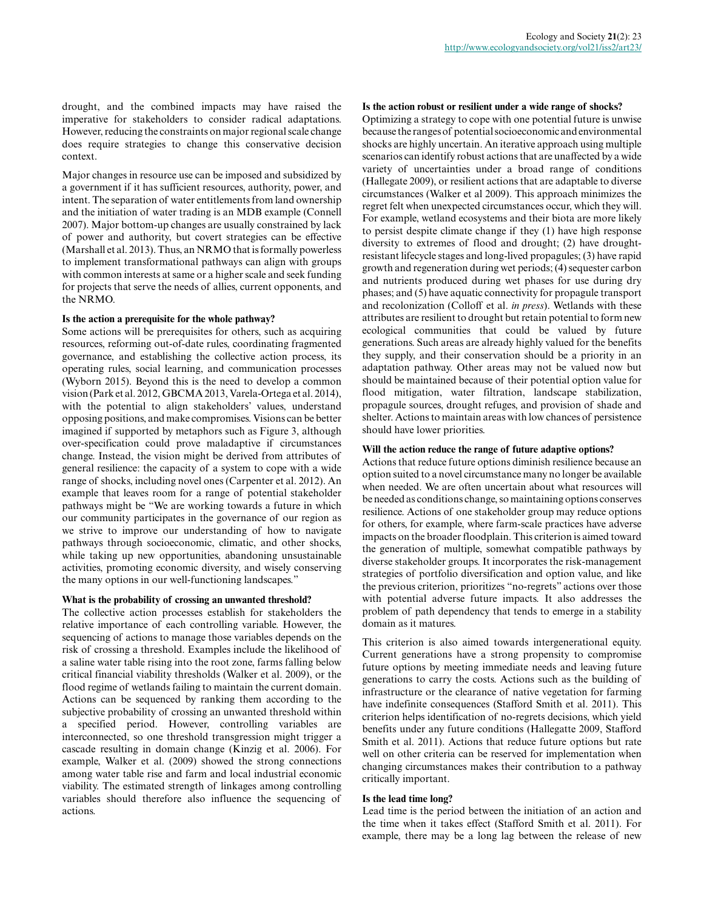drought, and the combined impacts may have raised the imperative for stakeholders to consider radical adaptations. However, reducing the constraints on major regional scale change does require strategies to change this conservative decision context.

Major changes in resource use can be imposed and subsidized by a government if it has sufficient resources, authority, power, and intent. The separation of water entitlements from land ownership and the initiation of water trading is an MDB example (Connell 2007). Major bottom-up changes are usually constrained by lack of power and authority, but covert strategies can be effective (Marshall et al. 2013). Thus, an NRMO that is formally powerless to implement transformational pathways can align with groups with common interests at same or a higher scale and seek funding for projects that serve the needs of allies, current opponents, and the NRMO.

**Is the action a prerequisite for the whole pathway?**

Some actions will be prerequisites for others, such as acquiring resources, reforming out-of-date rules, coordinating fragmented governance, and establishing the collective action process, its operating rules, social learning, and communication processes (Wyborn 2015). Beyond this is the need to develop a common vision (Park et al. 2012, GBCMA 2013, Varela-Ortega et al. 2014), with the potential to align stakeholders' values, understand opposing positions, and make compromises. Visions can be better imagined if supported by metaphors such as Figure 3, although over-specification could prove maladaptive if circumstances change. Instead, the vision might be derived from attributes of general resilience: the capacity of a system to cope with a wide range of shocks, including novel ones (Carpenter et al. 2012). An example that leaves room for a range of potential stakeholder pathways might be "We are working towards a future in which our community participates in the governance of our region as we strive to improve our understanding of how to navigate pathways through socioeconomic, climatic, and other shocks, while taking up new opportunities, abandoning unsustainable activities, promoting economic diversity, and wisely conserving the many options in our well-functioning landscapes."

**What is the probability of crossing an unwanted threshold?**

The collective action processes establish for stakeholders the relative importance of each controlling variable. However, the sequencing of actions to manage those variables depends on the risk of crossing a threshold. Examples include the likelihood of a saline water table rising into the root zone, farms falling below critical financial viability thresholds (Walker et al. 2009), or the flood regime of wetlands failing to maintain the current domain. Actions can be sequenced by ranking them according to the subjective probability of crossing an unwanted threshold within a specified period. However, controlling variables are interconnected, so one threshold transgression might trigger a cascade resulting in domain change (Kinzig et al. 2006). For example, Walker et al. (2009) showed the strong connections among water table rise and farm and local industrial economic viability. The estimated strength of linkages among controlling variables should therefore also influence the sequencing of actions.

**Is the action robust or resilient under a wide range of shocks?**

Optimizing a strategy to cope with one potential future is unwise because the ranges of potential socioeconomic and environmental shocks are highly uncertain. An iterative approach using multiple scenarios can identify robust actions that are unaffected by a wide variety of uncertainties under a broad range of conditions (Hallegate 2009), or resilient actions that are adaptable to diverse circumstances (Walker et al 2009). This approach minimizes the regret felt when unexpected circumstances occur, which they will. For example, wetland ecosystems and their biota are more likely to persist despite climate change if they (1) have high response diversity to extremes of flood and drought; (2) have drought-resistant lifecycle stages and long-lived propagules; (3) have rapid growth and regeneration during wet periods; (4) sequester carbon and nutrients produced during wet phases for use during dry phases; and (5) have aquatic connectivity for propagule transport and recolonization (Colloff et al. *in press*). Wetlands with these attributes are resilient to drought but retain potential to form new ecological communities that could be valued by future generations. Such areas are already highly valued for the benefits they supply, and their conservation should be a priority in an adaptation pathway. Other areas may not be valued now but should be maintained because of their potential option value for flood mitigation, water filtration, landscape stabilization, propagule sources, drought refuges, and provision of shade and shelter. Actions to maintain areas with low chances of persistence should have lower priorities.

**Will the action reduce the range of future adaptive options?**

Actions that reduce future options diminish resilience because an option suited to a novel circumstance many no longer be available when needed. We are often uncertain about what resources will be needed as conditions change, so maintaining options conserves resilience. Actions of one stakeholder group may reduce options for others, for example, where farm-scale practices have adverse impacts on the broader floodplain. This criterion is aimed toward the generation of multiple, somewhat compatible pathways by diverse stakeholder groups. It incorporates the risk-management strategies of portfolio diversification and option value, and like the previous criterion, prioritizes "no-regrets" actions over those with potential adverse future impacts. It also addresses the problem of path dependency that tends to emerge in a stability domain as it matures.

This criterion is also aimed towards intergenerational equity. Current generations have a strong propensity to compromise future options by meeting immediate needs and leaving future generations to carry the costs. Actions such as the building of infrastructure or the clearance of native vegetation for farming have indefinite consequences (Stafford Smith et al. 2011). This criterion helps identification of no-regrets decisions, which yield benefits under any future conditions (Hallegatte 2009, Stafford Smith et al. 2011). Actions that reduce future options but rate well on other criteria can be reserved for implementation when changing circumstances makes their contribution to a pathway critically important.

**Is the lead time long?**

Lead time is the period between the initiation of an action and the time when it takes effect (Stafford Smith et al. 2011). For example, there may be a long lag between the release of new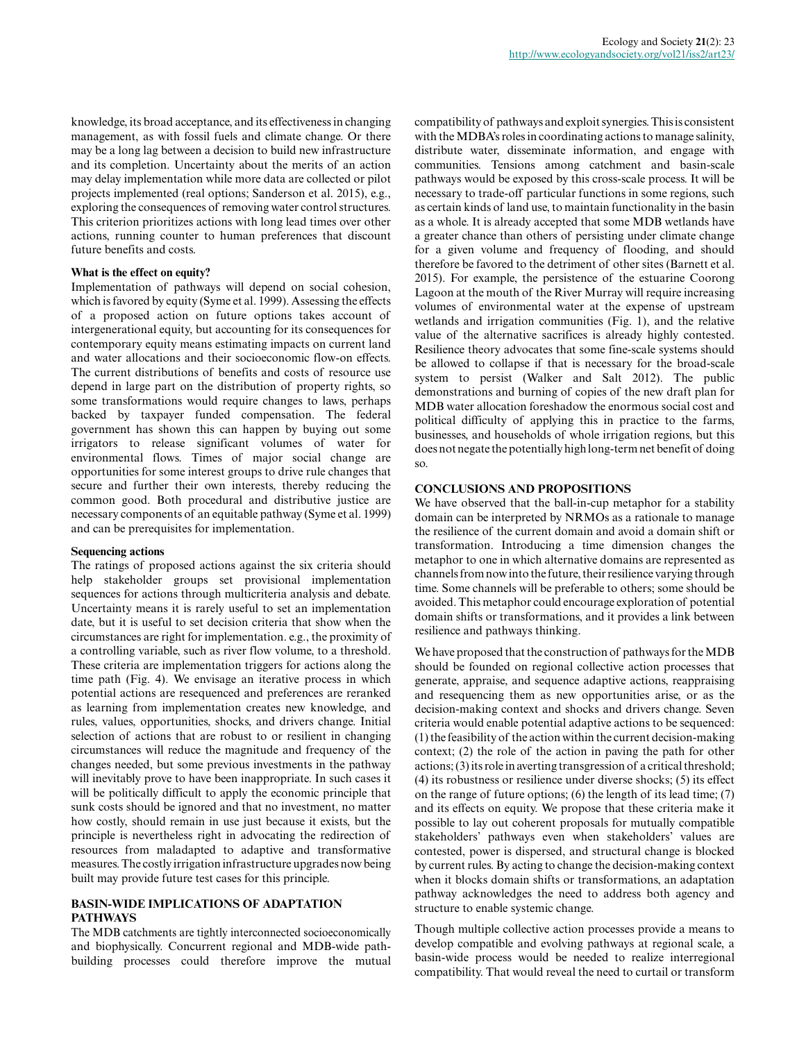knowledge, its broad acceptance, and its effectiveness in changing management, as with fossil fuels and climate change. Or there may be a long lag between a decision to build new infrastructure and its completion. Uncertainty about the merits of an action may delay implementation while more data are collected or pilot projects implemented (real options; Sanderson et al. 2015), e.g., exploring the consequences of removing water control structures. This criterion prioritizes actions with long lead times over other actions, running counter to human preferences that discount future benefits and costs.

**What is the effect on equity?**

Implementation of pathways will depend on social cohesion, which is favored by equity (Syme et al. 1999). Assessing the effects of a proposed action on future options takes account of intergenerational equity, but accounting for its consequences for contemporary equity means estimating impacts on current land and water allocations and their socioeconomic flow-on effects. The current distributions of benefits and costs of resource use depend in large part on the distribution of property rights, so some transformations would require changes to laws, perhaps backed by taxpayer funded compensation. The federal government has shown this can happen by buying out some irrigators to release significant volumes of water for environmental flows. Times of major social change are opportunities for some interest groups to drive rule changes that secure and further their own interests, thereby reducing the common good. Both procedural and distributive justice are necessary components of an equitable pathway (Syme et al. 1999) and can be prerequisites for implementation.

**Sequencing actions**

The ratings of proposed actions against the six criteria should help stakeholder groups set provisional implementation sequences for actions through multicriteria analysis and debate. Uncertainty means it is rarely useful to set an implementation date, but it is useful to set decision criteria that show when the circumstances are right for implementation. e.g., the proximity of a controlling variable, such as river flow volume, to a threshold. These criteria are implementation triggers for actions along the time path (Fig. 4). We envisage an iterative process in which potential actions are resequenced and preferences are reranked as learning from implementation creates new knowledge, and rules, values, opportunities, shocks, and drivers change. Initial selection of actions that are robust to or resilient in changing circumstances will reduce the magnitude and frequency of the changes needed, but some previous investments in the pathway will inevitably prove to have been inappropriate. In such cases it will be politically difficult to apply the economic principle that sunk costs should be ignored and that no investment, no matter how costly, should remain in use just because it exists, but the principle is nevertheless right in advocating the redirection of resources from maladapted to adaptive and transformative measures. The costly irrigation infrastructure upgrades now being built may provide future test cases for this principle.

## BASIN-WIDE IMPLICATIONS OF ADAPTATION PATHWAYS

The MDB catchments are tightly interconnected socioeconomically and biophysically. Concurrent regional and MDB-wide path-building processes could therefore improve the mutual compatibility of pathways and exploit synergies. This is consistent with the MDBA's roles in coordinating actions to manage salinity, distribute water, disseminate information, and engage with communities. Tensions among catchment and basin-scale pathways would be exposed by this cross-scale process. It will be necessary to trade-off particular functions in some regions, such as certain kinds of land use, to maintain functionality in the basin as a whole. It is already accepted that some MDB wetlands have a greater chance than others of persisting under climate change for a given volume and frequency of flooding, and should therefore be favored to the detriment of other sites (Barnett et al. 2015). For example, the persistence of the estuarine Coorong Lagoon at the mouth of the River Murray will require increasing volumes of environmental water at the expense of upstream wetlands and irrigation communities (Fig. 1), and the relative value of the alternative sacrifices is already highly contested. Resilience theory advocates that some fine-scale systems should be allowed to collapse if that is necessary for the broad-scale system to persist (Walker and Salt 2012). The public demonstrations and burning of copies of the new draft plan for MDB water allocation foreshadow the enormous social cost and political difficulty of applying this in practice to the farms, businesses, and households of whole irrigation regions, but this does not negate the potentially high long-term net benefit of doing so.

## CONCLUSIONS AND PROPOSITIONS

We have observed that the ball-in-cup metaphor for a stability domain can be interpreted by NRMOs as a rationale to manage the resilience of the current domain and avoid a domain shift or transformation. Introducing a time dimension changes the metaphor to one in which alternative domains are represented as channels from now into the future, their resilience varying through time. Some channels will be preferable to others; some should be avoided. This metaphor could encourage exploration of potential domain shifts or transformations, and it provides a link between resilience and pathways thinking.

We have proposed that the construction of pathways for the MDB should be founded on regional collective action processes that generate, appraise, and sequence adaptive actions, reappraising and resequencing them as new opportunities arise, or as the decision-making context and shocks and drivers change. Seven criteria would enable potential adaptive actions to be sequenced: (1) the feasibility of the action within the current decision-making context; (2) the role of the action in paving the path for other actions; (3) its role in averting transgression of a critical threshold; (4) its robustness or resilience under diverse shocks; (5) its effect on the range of future options; (6) the length of its lead time; (7) and its effects on equity. We propose that these criteria make it possible to lay out coherent proposals for mutually compatible stakeholders' pathways even when stakeholders' values are contested, power is dispersed, and structural change is blocked by current rules. By acting to change the decision-making context when it blocks domain shifts or transformations, an adaptation pathway acknowledges the need to address both agency and structure to enable systemic change.

Though multiple collective action processes provide a means to develop compatible and evolving pathways at regional scale, a basin-wide process would be needed to realize interregional compatibility. That would reveal the need to curtail or transform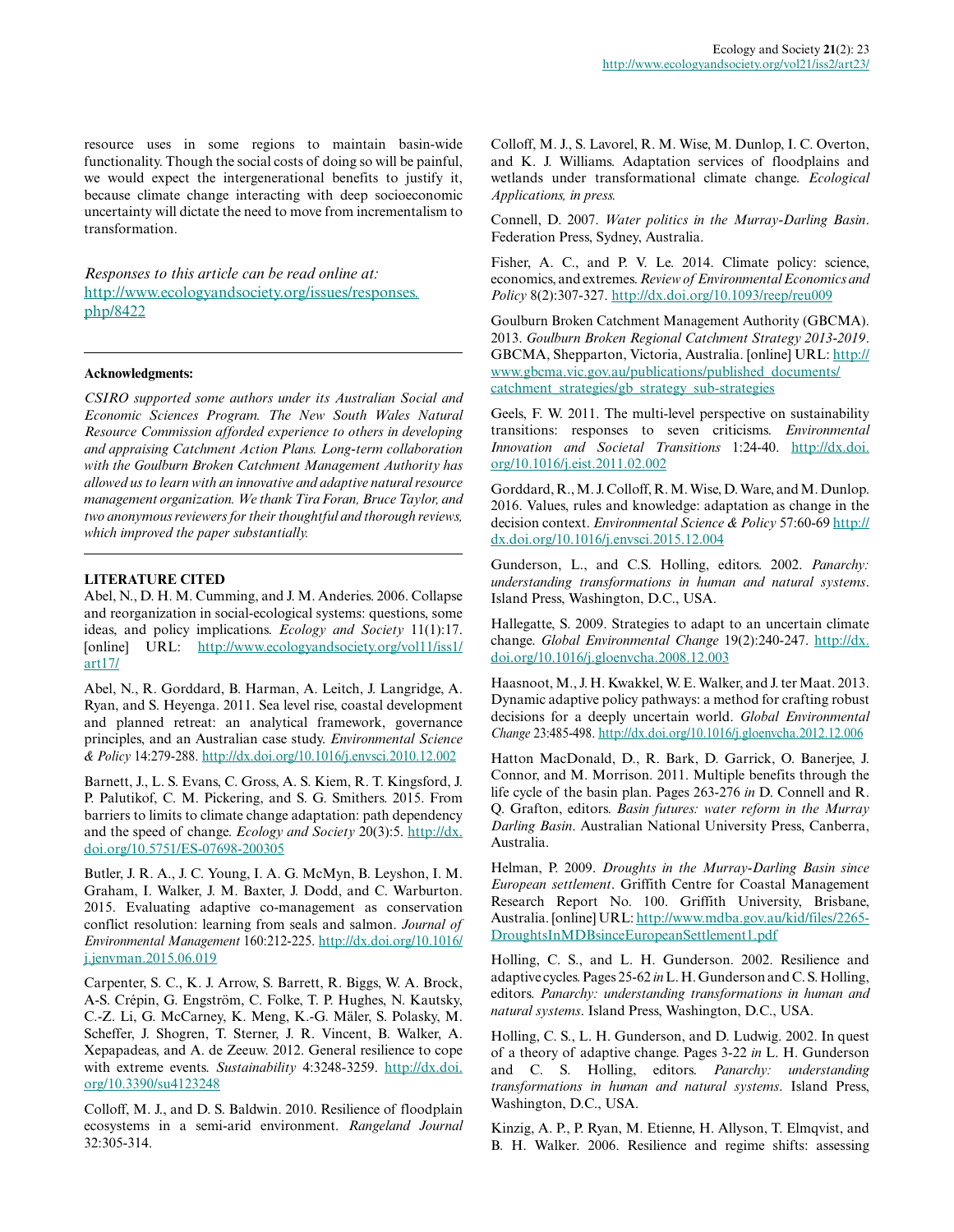resource uses in some regions to maintain basin-wide functionality. Though the social costs of doing so will be painful, we would expect the intergenerational benefits to justify it, because climate change interacting with deep socioeconomic uncertainty will dictate the need to move from incrementalism to transformation.

*Responses to this article can be read online at:*
http://www.ecologyandsociety.org/issues/responses.php/8422

---

**Acknowledgments:**

*CSIRO supported some authors under its Australian Social and Economic Sciences Program. The New South Wales Natural Resource Commission afforded experience to others in developing and appraising Catchment Action Plans. Long-term collaboration with the Goulburn Broken Catchment Management Authority has allowed us to learn with an innovative and adaptive natural resource management organization. We thank Tira Foran, Bruce Taylor, and two anonymous reviewers for their thoughtful and thorough reviews, which improved the paper substantially.*

---

**LITERATURE CITED**

Abel, N., D. H. M. Cumming, and J. M. Anderies. 2006. Collapse and reorganization in social-ecological systems: questions, some ideas, and policy implications. *Ecology and Society* 11(1):17. [online] URL: http://www.ecologyandsociety.org/vol11/iss1/art17/

Abel, N., R. Gorddard, B. Harman, A. Leitch, J. Langridge, A. Ryan, and S. Heyenga. 2011. Sea level rise, coastal development and planned retreat: an analytical framework, governance principles, and an Australian case study. *Environmental Science & Policy* 14:279-288. http://dx.doi.org/10.1016/j.envsci.2010.12.002

Barnett, J., L. S. Evans, C. Gross, A. S. Kiem, R. T. Kingsford, J. P. Palutikof, C. M. Pickering, and S. G. Smithers. 2015. From barriers to limits to climate change adaptation: path dependency and the speed of change. *Ecology and Society* 20(3):5. http://dx.doi.org/10.5751/ES-07698-200305

Butler, J. R. A., J. C. Young, I. A. G. McMyn, B. Leyshon, I. M. Graham, I. Walker, J. M. Baxter, J. Dodd, and C. Warburton. 2015. Evaluating adaptive co-management as conservation conflict resolution: learning from seals and salmon. *Journal of Environmental Management* 160:212-225. http://dx.doi.org/10.1016/j.jenvman.2015.06.019

Carpenter, S. C., K. J. Arrow, S. Barrett, R. Biggs, W. A. Brock, A-S. Crépin, G. Engström, C. Folke, T. P. Hughes, N. Kautsky, C.-Z. Li, G. McCarney, K. Meng, K.-G. Mäler, S. Polasky, M. Scheffer, J. Shogren, T. Sterner, J. R. Vincent, B. Walker, A. Xepapadeas, and A. de Zeeuw. 2012. General resilience to cope with extreme events. *Sustainability* 4:3248-3259. http://dx.doi.org/10.3390/su4123248

Colloff, M. J., and D. S. Baldwin. 2010. Resilience of floodplain ecosystems in a semi-arid environment. *Rangeland Journal* 32:305-314.

Colloff, M. J., S. Lavorel, R. M. Wise, M. Dunlop, I. C. Overton, and K. J. Williams. Adaptation services of floodplains and wetlands under transformational climate change. *Ecological Applications, in press.*

Connell, D. 2007. *Water politics in the Murray-Darling Basin*. Federation Press, Sydney, Australia.

Fisher, A. C., and P. V. Le. 2014. Climate policy: science, economics, and extremes. *Review of Environmental Economics and Policy* 8(2):307-327. http://dx.doi.org/10.1093/reep/reu009

Goulburn Broken Catchment Management Authority (GBCMA). 2013. *Goulburn Broken Regional Catchment Strategy 2013-2019*. GBCMA, Shepparton, Victoria, Australia. [online] URL: http://www.gbcma.vic.gov.au/publications/published_documents/catchment_strategies/gb_strategy_sub-strategies

Geels, F. W. 2011. The multi-level perspective on sustainability transitions: responses to seven criticisms. *Environmental Innovation and Societal Transitions* 1:24-40. http://dx.doi.org/10.1016/j.eist.2011.02.002

Gorddard, R., M. J. Colloff, R. M. Wise, D. Ware, and M. Dunlop. 2016. Values, rules and knowledge: adaptation as change in the decision context. *Environmental Science & Policy* 57:60-69 http://dx.doi.org/10.1016/j.envsci.2015.12.004

Gunderson, L., and C.S. Holling, editors. 2002. *Panarchy: understanding transformations in human and natural systems*. Island Press, Washington, D.C., USA.

Hallegatte, S. 2009. Strategies to adapt to an uncertain climate change. *Global Environmental Change* 19(2):240-247. http://dx.doi.org/10.1016/j.gloenvcha.2008.12.003

Haasnoot, M., J. H. Kwakkel, W. E. Walker, and J. ter Maat. 2013. Dynamic adaptive policy pathways: a method for crafting robust decisions for a deeply uncertain world. *Global Environmental Change* 23:485-498. http://dx.doi.org/10.1016/j.gloenvcha.2012.12.006

Hatton MacDonald, D., R. Bark, D. Garrick, O. Banerjee, J. Connor, and M. Morrison. 2011. Multiple benefits through the life cycle of the basin plan. Pages 263-276 *in* D. Connell and R. Q. Grafton, editors. *Basin futures: water reform in the Murray Darling Basin*. Australian National University Press, Canberra, Australia.

Helman, P. 2009. *Droughts in the Murray-Darling Basin since European settlement*. Griffith Centre for Coastal Management Research Report No. 100. Griffith University, Brisbane, Australia. [online] URL: http://www.mdba.gov.au/kid/files/2265-DroughtsInMDBsinceEuropeanSettlement1.pdf

Holling, C. S., and L. H. Gunderson. 2002. Resilience and adaptive cycles. Pages 25-62 *in* L. H. Gunderson and C. S. Holling, editors. *Panarchy: understanding transformations in human and natural systems*. Island Press, Washington, D.C., USA.

Holling, C. S., L. H. Gunderson, and D. Ludwig. 2002. In quest of a theory of adaptive change. Pages 3-22 *in* L. H. Gunderson and C. S. Holling, editors. *Panarchy: understanding transformations in human and natural systems*. Island Press, Washington, D.C., USA.

Kinzig, A. P., P. Ryan, M. Etienne, H. Allyson, T. Elmqvist, and B. H. Walker. 2006. Resilience and regime shifts: assessing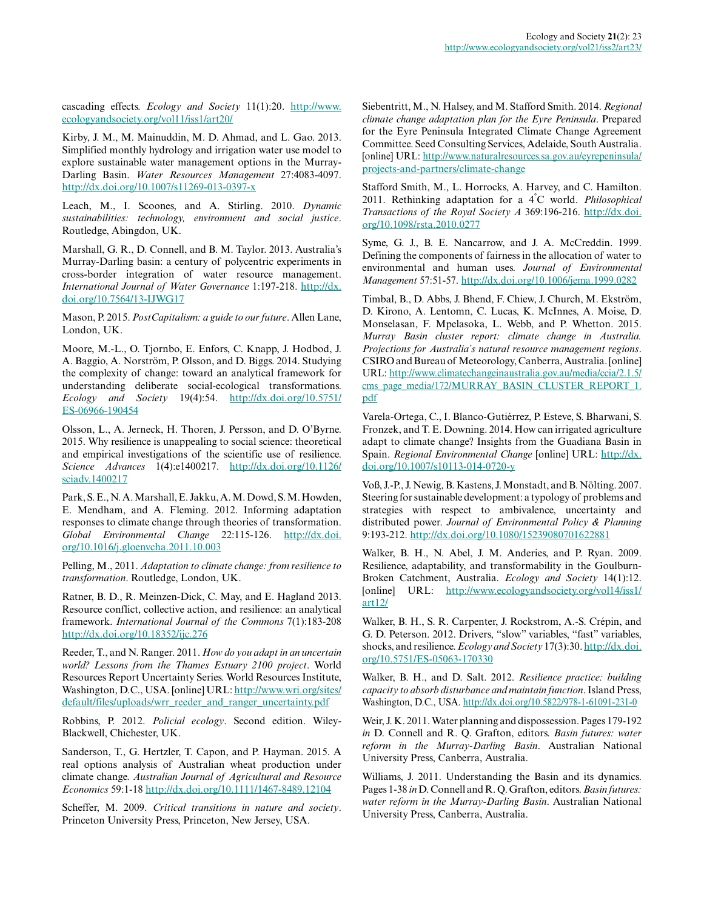cascading effects. *Ecology and Society* 11(1):20. http://www.ecologyandsociety.org/vol11/iss1/art20/

Kirby, J. M., M. Mainuddin, M. D. Ahmad, and L. Gao. 2013. Simplified monthly hydrology and irrigation water use model to explore sustainable water management options in the Murray-Darling Basin. *Water Resources Management* 27:4083-4097. http://dx.doi.org/10.1007/s11269-013-0397-x

Leach, M., I. Scoones, and A. Stirling. 2010. *Dynamic sustainabilities: technology, environment and social justice*. Routledge, Abingdon, UK.

Marshall, G. R., D. Connell, and B. M. Taylor. 2013. Australia's Murray-Darling basin: a century of polycentric experiments in cross-border integration of water resource management. *International Journal of Water Governance* 1:197-218. http://dx.doi.org/10.7564/13-IJWG17

Mason, P. 2015. *PostCapitalism: a guide to our future*. Allen Lane, London, UK.

Moore, M.-L., O. Tjornbo, E. Enfors, C. Knapp, J. Hodbod, J. A. Baggio, A. Norström, P. Olsson, and D. Biggs. 2014. Studying the complexity of change: toward an analytical framework for understanding deliberate social-ecological transformations. *Ecology and Society* 19(4):54. http://dx.doi.org/10.5751/ES-06966-190454

Olsson, L., A. Jerneck, H. Thoren, J. Persson, and D. O'Byrne. 2015. Why resilience is unappealing to social science: theoretical and empirical investigations of the scientific use of resilience. *Science Advances* 1(4):e1400217. http://dx.doi.org/10.1126/sciadv.1400217

Park, S. E., N. A. Marshall, E. Jakku, A. M. Dowd, S. M. Howden, E. Mendham, and A. Fleming. 2012. Informing adaptation responses to climate change through theories of transformation. *Global Environmental Change* 22:115-126. http://dx.doi.org/10.1016/j.gloenvcha.2011.10.003

Pelling, M., 2011. *Adaptation to climate change: from resilience to transformation*. Routledge, London, UK.

Ratner, B. D., R. Meinzen-Dick, C. May, and E. Hagland 2013. Resource conflict, collective action, and resilience: an analytical framework. *International Journal of the Commons* 7(1):183-208 http://dx.doi.org/10.18352/ijc.276

Reeder, T., and N. Ranger. 2011. *How do you adapt in an uncertain world? Lessons from the Thames Estuary 2100 project*. World Resources Report Uncertainty Series. World Resources Institute, Washington, D.C., USA. [online] URL: http://www.wri.org/sites/default/files/uploads/wrr_reeder_and_ranger_uncertainty.pdf

Robbins, P. 2012. *Policial ecology*. Second edition. Wiley-Blackwell, Chichester, UK.

Sanderson, T., G. Hertzler, T. Capon, and P. Hayman. 2015. A real options analysis of Australian wheat production under climate change. *Australian Journal of Agricultural and Resource Economics* 59:1-18 http://dx.doi.org/10.1111/1467-8489.12104

Scheffer, M. 2009. *Critical transitions in nature and society*. Princeton University Press, Princeton, New Jersey, USA.

Siebentritt, M., N. Halsey, and M. Stafford Smith. 2014. *Regional climate change adaptation plan for the Eyre Peninsula*. Prepared for the Eyre Peninsula Integrated Climate Change Agreement Committee. Seed Consulting Services, Adelaide, South Australia. [online] URL: http://www.naturalresources.sa.gov.au/eyrepeninsula/projects-and-partners/climate-change

Stafford Smith, M., L. Horrocks, A. Harvey, and C. Hamilton. 2011. Rethinking adaptation for a 4°C world. *Philosophical Transactions of the Royal Society A* 369:196-216. http://dx.doi.org/10.1098/rsta.2010.0277

Syme, G. J., B. E. Nancarrow, and J. A. McCreddin. 1999. Defining the components of fairness in the allocation of water to environmental and human uses. *Journal of Environmental Management* 57:51-57. http://dx.doi.org/10.1006/jema.1999.0282

Timbal, B., D. Abbs, J. Bhend, F. Chiew, J. Church, M. Ekström, D. Kirono, A. Lentomn, C. Lucas, K. McInnes, A. Moise, D. Monselasan, F. Mpelasoka, L. Webb, and P. Whetton. 2015. *Murray Basin cluster report: climate change in Australia. Projections for Australia's natural resource management regions*. CSIRO and Bureau of Meteorology, Canberra, Australia. [online] URL: http://www.climatechangeinaustralia.gov.au/media/ccia/2.1.5/cms_page_media/172/MURRAY_BASIN_CLUSTER_REPORT_1.pdf

Varela-Ortega, C., I. Blanco-Gutiérrez, P. Esteve, S. Bharwani, S. Fronzek, and T. E. Downing. 2014. How can irrigated agriculture adapt to climate change? Insights from the Guadiana Basin in Spain. *Regional Environmental Change* [online] URL: http://dx.doi.org/10.1007/s10113-014-0720-y

Voß, J.-P., J. Newig, B. Kastens, J. Monstadt, and B. Nölting. 2007. Steering for sustainable development: a typology of problems and strategies with respect to ambivalence, uncertainty and distributed power. *Journal of Environmental Policy & Planning* 9:193-212. http://dx.doi.org/10.1080/15239080701622881

Walker, B. H., N. Abel, J. M. Anderies, and P. Ryan. 2009. Resilience, adaptability, and transformability in the Goulburn-Broken Catchment, Australia. *Ecology and Society* 14(1):12. [online] URL: http://www.ecologyandsociety.org/vol14/iss1/art12/

Walker, B. H., S. R. Carpenter, J. Rockstrom, A.-S. Crépin, and G. D. Peterson. 2012. Drivers, "slow" variables, "fast" variables, shocks, and resilience. *Ecology and Society* 17(3):30. http://dx.doi.org/10.5751/ES-05063-170330

Walker, B. H., and D. Salt. 2012. *Resilience practice: building capacity to absorb disturbance and maintain function*. Island Press, Washington, D.C., USA. http://dx.doi.org/10.5822/978-1-61091-231-0

Weir, J. K. 2011. Water planning and dispossession. Pages 179-192 *in* D. Connell and R. Q. Grafton, editors. *Basin futures: water reform in the Murray-Darling Basin*. Australian National University Press, Canberra, Australia.

Williams, J. 2011. Understanding the Basin and its dynamics. Pages 1-38 *in* D. Connell and R. Q. Grafton, editors. *Basin futures: water reform in the Murray-Darling Basin*. Australian National University Press, Canberra, Australia.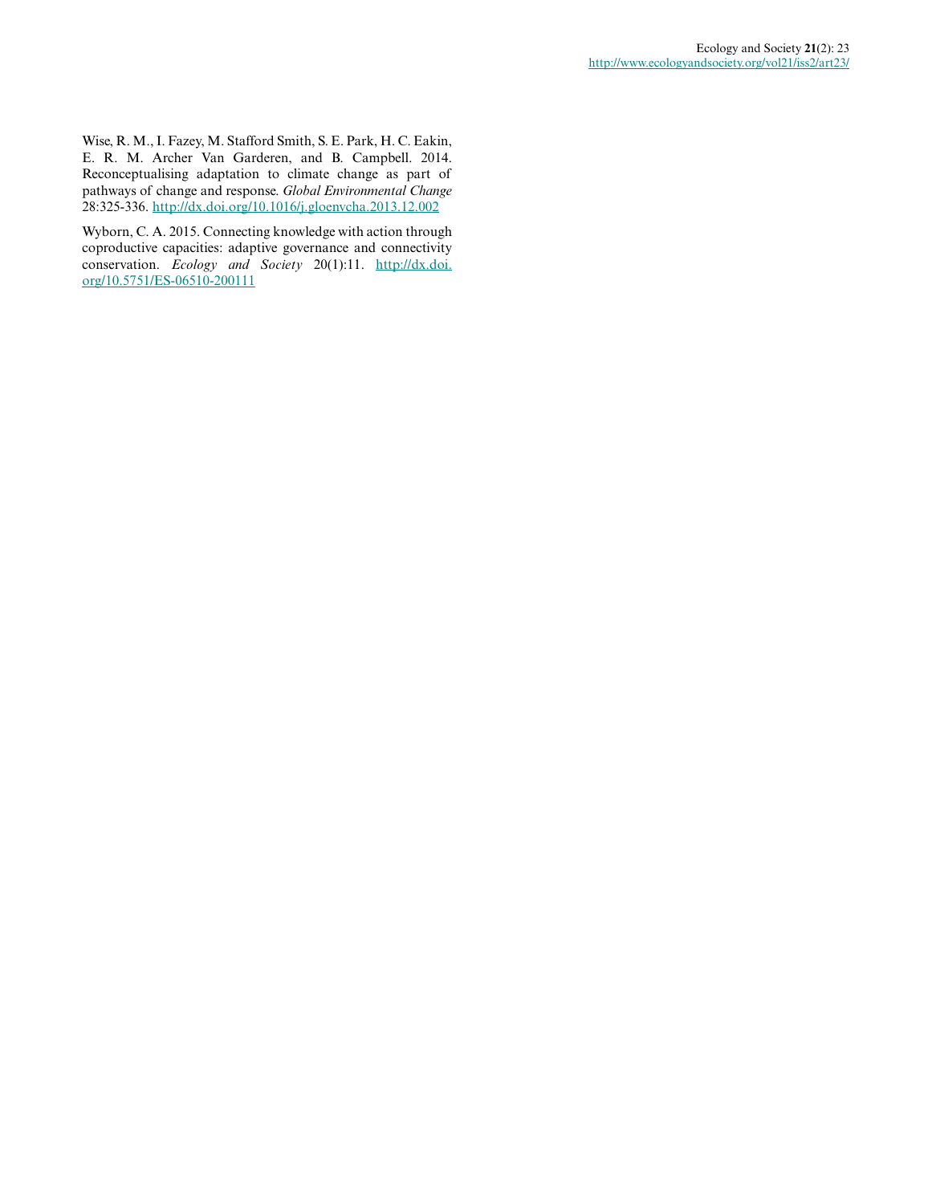Wise, R. M., I. Fazey, M. Stafford Smith, S. E. Park, H. C. Eakin, E. R. M. Archer Van Garderen, and B. Campbell. 2014. Reconceptualising adaptation to climate change as part of pathways of change and response. *Global Environmental Change* 28:325-336. http://dx.doi.org/10.1016/j.gloenvcha.2013.12.002

Wyborn, C. A. 2015. Connecting knowledge with action through coproductive capacities: adaptive governance and connectivity conservation. *Ecology and Society* 20(1):11. http://dx.doi.org/10.5751/ES-06510-200111